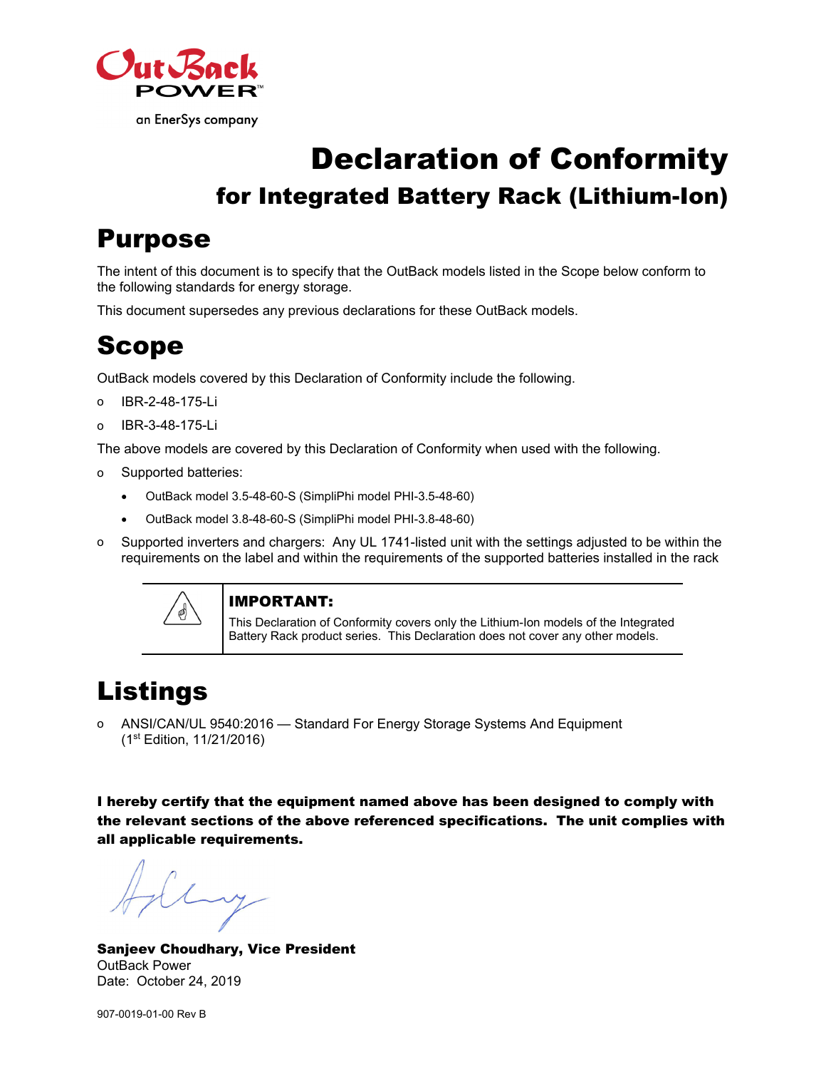OutBack POWER

an EnerSys company

# Declaration of Conformity

## for Integrated Battery Rack (Lithium-Ion)

## Purpose

The intent of this document is to specify that the OutBack models listed in the Scope below conform to the following standards for energy storage.

This document supersedes any previous declarations for these OutBack models.

## Scope

OutBack models covered by this Declaration of Conformity include the following.

- IBR-2-48-175-Li
- IBR-3-48-175-Li

The above models are covered by this Declaration of Conformity when used with the following.

- Supported batteries:
  - OutBack model 3.5-48-60-S (SimpliPhi model PHI-3.5-48-60)
  - OutBack model 3.8-48-60-S (SimpliPhi model PHI-3.8-48-60)
- Supported inverters and chargers: Any UL 1741-listed unit with the settings adjusted to be within the requirements on the label and within the requirements of the supported batteries installed in the rack

> **IMPORTANT:**
> This Declaration of Conformity covers only the Lithium-Ion models of the Integrated Battery Rack product series. This Declaration does not cover any other models.

## Listings

- ANSI/CAN/UL 9540:2016 — Standard For Energy Storage Systems And Equipment (1st Edition, 11/21/2016)

**I hereby certify that the equipment named above has been designed to comply with the relevant sections of the above referenced specifications. The unit complies with all applicable requirements.**

**Sanjeev Choudhary, Vice President**
OutBack Power
Date: October 24, 2019

907-0019-01-00 Rev B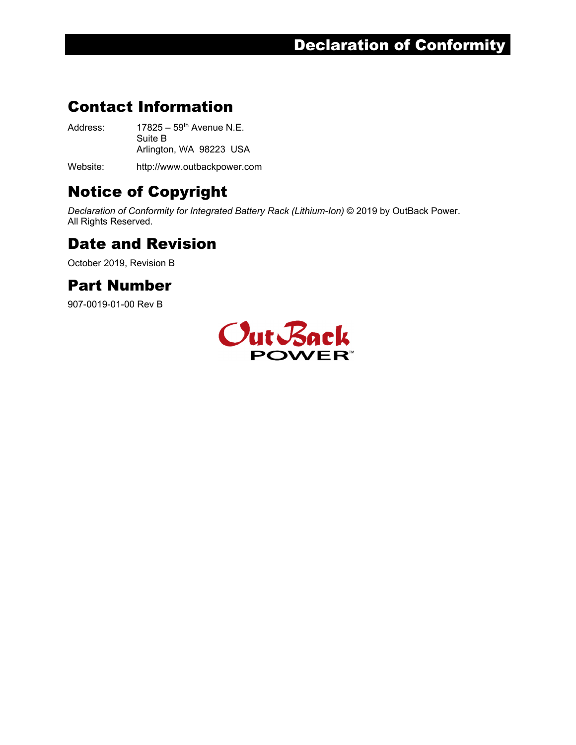# Declaration of Conformity

## Contact Information

Address: 17825 – 59th Avenue N.E.
Suite B
Arlington, WA 98223 USA

Website: http://www.outbackpower.com

## Notice of Copyright

*Declaration of Conformity for Integrated Battery Rack (Lithium-Ion)* © 2019 by OutBack Power. All Rights Reserved.

## Date and Revision

October 2019, Revision B

## Part Number

907-0019-01-00 Rev B